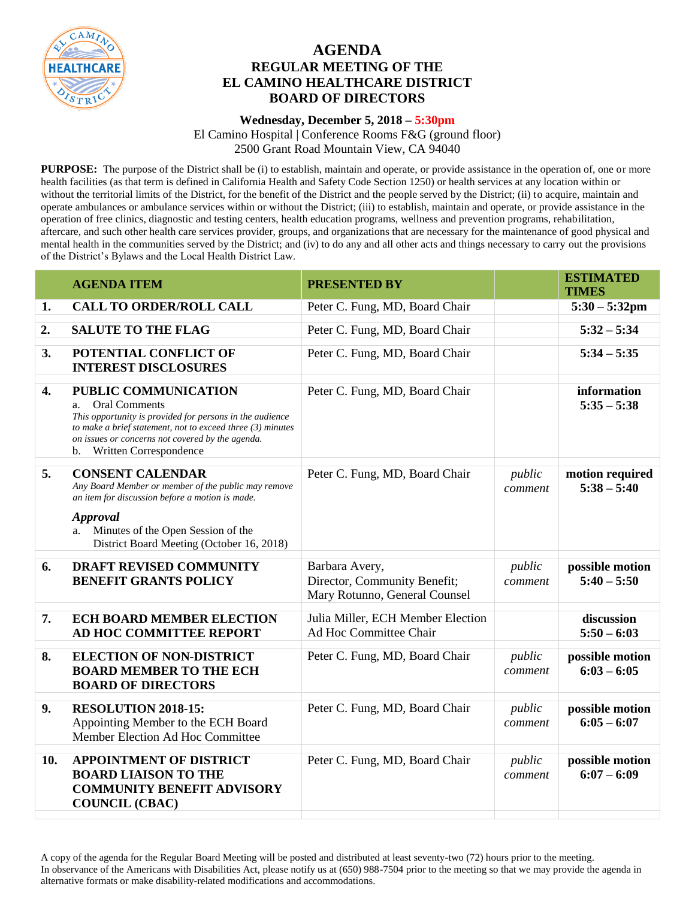# AGENDA
## REGULAR MEETING OF THE EL CAMINO HEALTHCARE DISTRICT BOARD OF DIRECTORS

**Wednesday, December 5, 2018 – 5:30pm**
El Camino Hospital | Conference Rooms F&G (ground floor)
2500 Grant Road Mountain View, CA 94040

**PURPOSE:** The purpose of the District shall be (i) to establish, maintain and operate, or provide assistance in the operation of, one or more health facilities (as that term is defined in California Health and Safety Code Section 1250) or health services at any location within or without the territorial limits of the District, for the benefit of the District and the people served by the District; (ii) to acquire, maintain and operate ambulances or ambulance services within or without the District; (iii) to establish, maintain and operate, or provide assistance in the operation of free clinics, diagnostic and testing centers, health education programs, wellness and prevention programs, rehabilitation, aftercare, and such other health care services provider, groups, and organizations that are necessary for the maintenance of good physical and mental health in the communities served by the District; and (iv) to do any and all other acts and things necessary to carry out the provisions of the District's Bylaws and the Local Health District Law.

| | AGENDA ITEM | PRESENTED BY | | ESTIMATED TIMES |
|---|---|---|---|---|
| 1. | **CALL TO ORDER/ROLL CALL** | Peter C. Fung, MD, Board Chair | | **5:30 – 5:32pm** |
| 2. | **SALUTE TO THE FLAG** | Peter C. Fung, MD, Board Chair | | **5:32 – 5:34** |
| 3. | **POTENTIAL CONFLICT OF INTEREST DISCLOSURES** | Peter C. Fung, MD, Board Chair | | **5:34 – 5:35** |
| 4. | **PUBLIC COMMUNICATION**<br>a. Oral Comments<br>*This opportunity is provided for persons in the audience to make a brief statement, not to exceed three (3) minutes on issues or concerns not covered by the agenda.*<br>b. Written Correspondence | Peter C. Fung, MD, Board Chair | | **information**<br>**5:35 – 5:38** |
| 5. | **CONSENT CALENDAR**<br>*Any Board Member or member of the public may remove an item for discussion before a motion is made.*<br>***Approval***<br>a. Minutes of the Open Session of the District Board Meeting (October 16, 2018) | Peter C. Fung, MD, Board Chair | *public comment* | **motion required**<br>**5:38 – 5:40** |
| 6. | **DRAFT REVISED COMMUNITY BENEFIT GRANTS POLICY** | Barbara Avery, Director, Community Benefit; Mary Rotunno, General Counsel | *public comment* | **possible motion**<br>**5:40 – 5:50** |
| 7. | **ECH BOARD MEMBER ELECTION AD HOC COMMITTEE REPORT** | Julia Miller, ECH Member Election Ad Hoc Committee Chair | | **discussion**<br>**5:50 – 6:03** |
| 8. | **ELECTION OF NON-DISTRICT BOARD MEMBER TO THE ECH BOARD OF DIRECTORS** | Peter C. Fung, MD, Board Chair | *public comment* | **possible motion**<br>**6:03 – 6:05** |
| 9. | **RESOLUTION 2018-15:**<br>Appointing Member to the ECH Board Member Election Ad Hoc Committee | Peter C. Fung, MD, Board Chair | *public comment* | **possible motion**<br>**6:05 – 6:07** |
| 10. | **APPOINTMENT OF DISTRICT BOARD LIAISON TO THE COMMUNITY BENEFIT ADVISORY COUNCIL (CBAC)** | Peter C. Fung, MD, Board Chair | *public comment* | **possible motion**<br>**6:07 – 6:09** |

A copy of the agenda for the Regular Board Meeting will be posted and distributed at least seventy-two (72) hours prior to the meeting.
In observance of the Americans with Disabilities Act, please notify us at (650) 988-7504 prior to the meeting so that we may provide the agenda in alternative formats or make disability-related modifications and accommodations.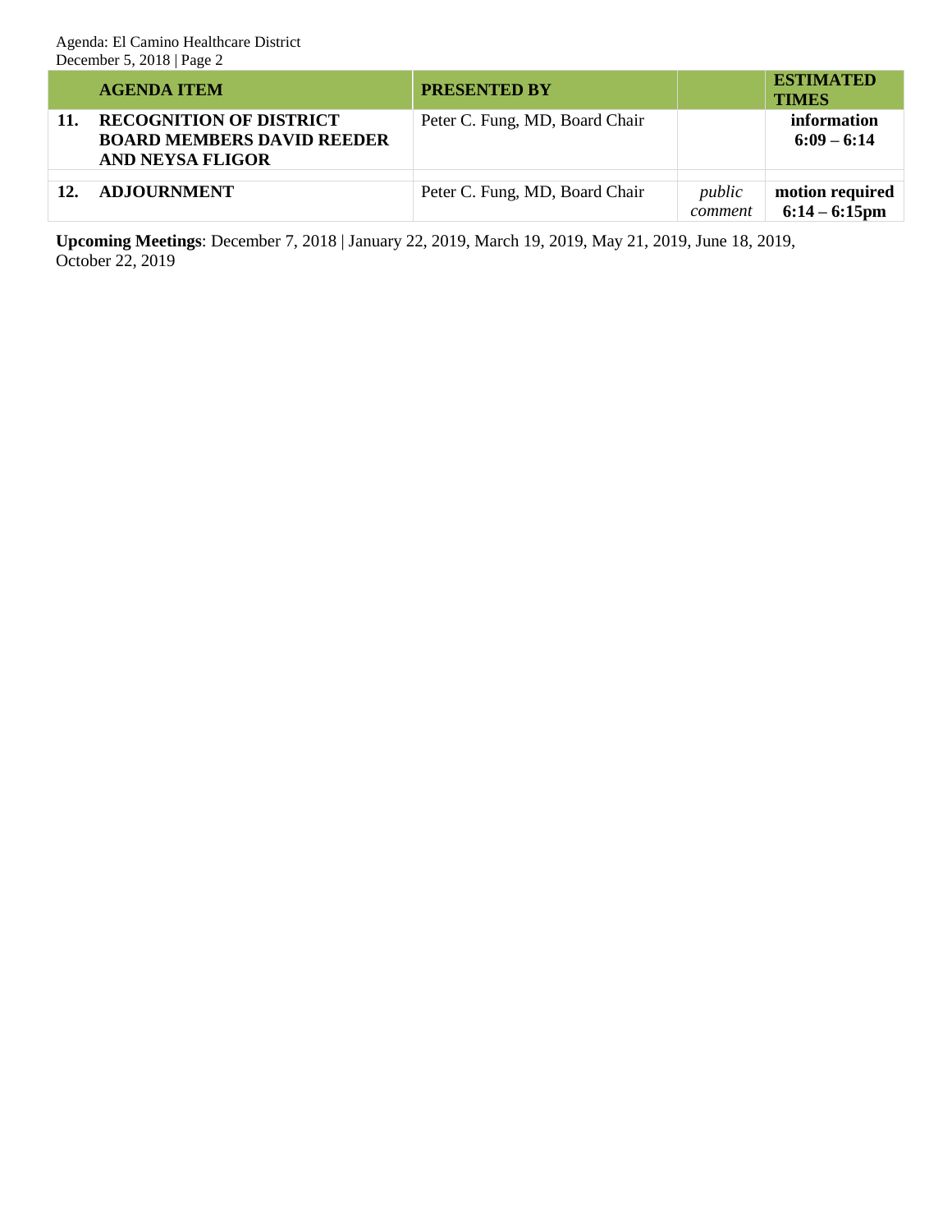| | AGENDA ITEM | PRESENTED BY | | ESTIMATED TIMES |
|---|---|---|---|---|
| **11.** | **RECOGNITION OF DISTRICT BOARD MEMBERS DAVID REEDER AND NEYSA FLIGOR** | Peter C. Fung, MD, Board Chair | | **information** **6:09 – 6:14** |
| **12.** | **ADJOURNMENT** | Peter C. Fung, MD, Board Chair | *public comment* | **motion required** **6:14 – 6:15pm** |

**Upcoming Meetings**: December 7, 2018 | January 22, 2019, March 19, 2019, May 21, 2019, June 18, 2019, October 22, 2019